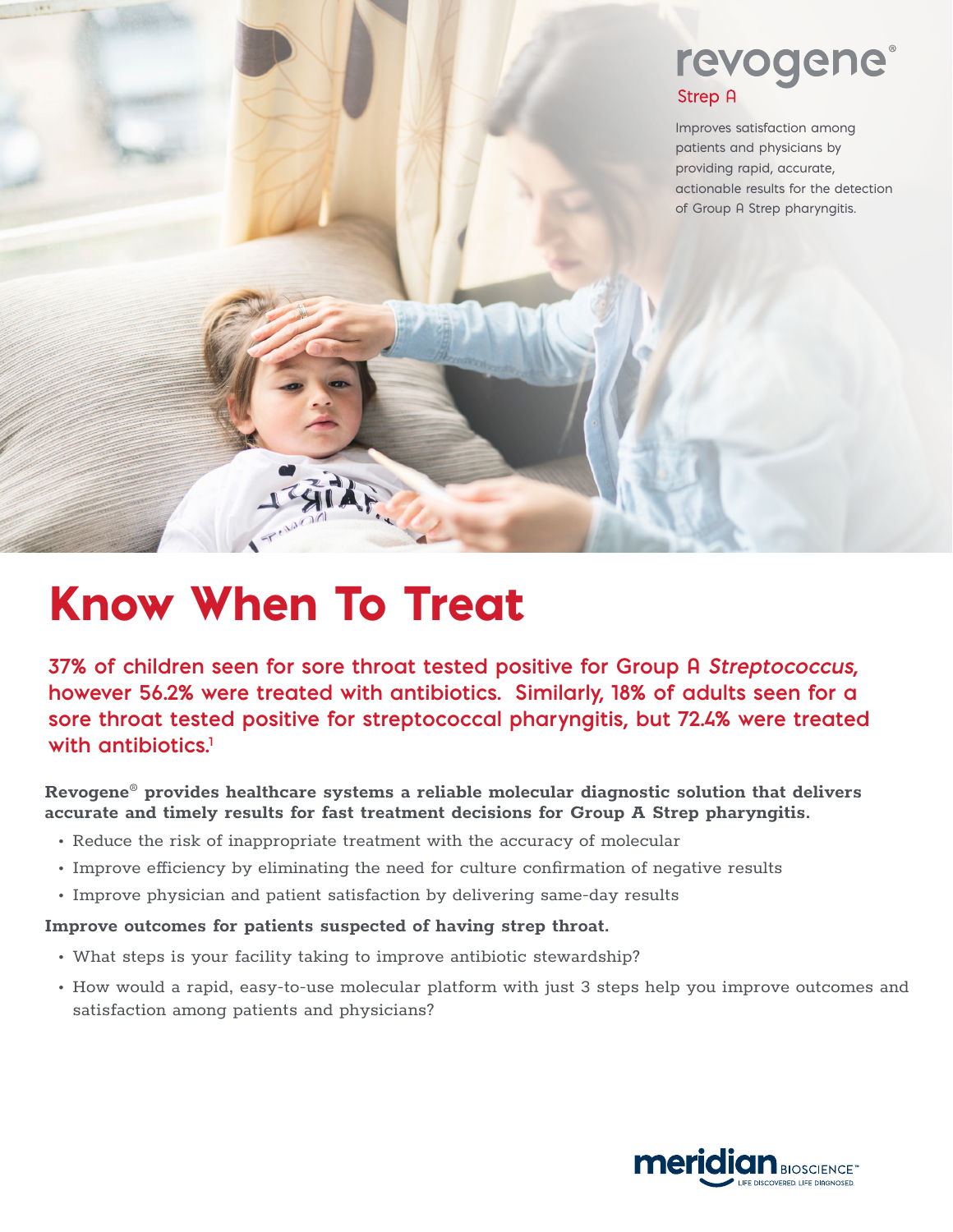# revogene®

## Strep A

Improves satisfaction among patients and physicians by providing rapid, accurate, actionable results for the detection of Group A Strep pharyngitis.

# Know When To Treat

**37% of children seen for sore throat tested positive for Group A *Streptococcus*, however 56.2% were treated with antibiotics. Similarly, 18% of adults seen for a sore throat tested positive for streptococcal pharyngitis, but 72.4% were treated with antibiotics.[1]**

**Revogene® provides healthcare systems a reliable molecular diagnostic solution that delivers accurate and timely results for fast treatment decisions for Group A Strep pharyngitis.**

- Reduce the risk of inappropriate treatment with the accuracy of molecular
- Improve efficiency by eliminating the need for culture confirmation of negative results
- Improve physician and patient satisfaction by delivering same-day results

**Improve outcomes for patients suspected of having strep throat.**

- What steps is your facility taking to improve antibiotic stewardship?
- How would a rapid, easy-to-use molecular platform with just 3 steps help you improve outcomes and satisfaction among patients and physicians?

meridian BIOSCIENCE™ LIFE DISCOVERED. LIFE DIAGNOSED.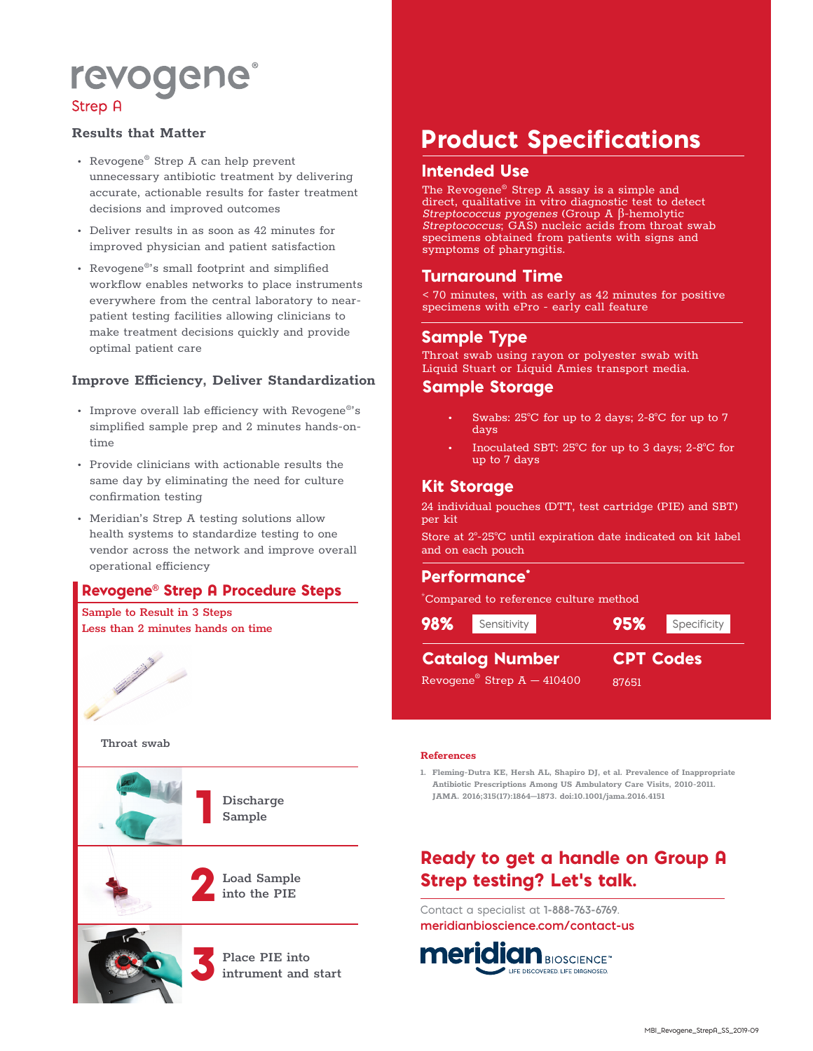# revogene®

Strep A

## Results that Matter

- Revogene® Strep A can help prevent unnecessary antibiotic treatment by delivering accurate, actionable results for faster treatment decisions and improved outcomes
- Deliver results in as soon as 42 minutes for improved physician and patient satisfaction
- Revogene®'s small footprint and simplified workflow enables networks to place instruments everywhere from the central laboratory to near-patient testing facilities allowing clinicians to make treatment decisions quickly and provide optimal patient care

## Improve Efficiency, Deliver Standardization

- Improve overall lab efficiency with Revogene®'s simplified sample prep and 2 minutes hands-on-time
- Provide clinicians with actionable results the same day by eliminating the need for culture confirmation testing
- Meridian's Strep A testing solutions allow health systems to standardize testing to one vendor across the network and improve overall operational efficiency

## Revogene® Strep A Procedure Steps

Sample to Result in 3 Steps

Less than 2 minutes hands on time

Throat swab

**1** Discharge Sample

**2** Load Sample into the PIE

**3** Place PIE into intrument and start

# Product Specifications

## Intended Use

The Revogene® Strep A assay is a simple and direct, qualitative in vitro diagnostic test to detect *Streptococcus pyogenes* (Group A β-hemolytic *Streptococcus*; GAS) nucleic acids from throat swab specimens obtained from patients with signs and symptoms of pharyngitis.

## Turnaround Time

< 70 minutes, with as early as 42 minutes for positive specimens with ePro - early call feature

## Sample Type

Throat swab using rayon or polyester swab with Liquid Stuart or Liquid Amies transport media.

## Sample Storage

- Swabs: 25°C for up to 2 days; 2-8°C for up to 7 days
- Inoculated SBT: 25°C for up to 3 days; 2-8°C for up to 7 days

## Kit Storage

24 individual pouches (DTT, test cartridge (PIE) and SBT) per kit

Store at 2°-25°C until expiration date indicated on kit label and on each pouch

## Performance*

*Compared to reference culture method

**98%** Sensitivity

**95%** Specificity

## Catalog Number

Revogene® Strep A — 410400

## CPT Codes

87651

### References

1. Fleming-Dutra KE, Hersh AL, Shapiro DJ, et al. Prevalence of Inappropriate Antibiotic Prescriptions Among US Ambulatory Care Visits, 2010-2011. JAMA. 2016;315(17):1864—1873. doi:10.1001/jama.2016.4151

## Ready to get a handle on Group A Strep testing? Let's talk.

Contact a specialist at **1-888-763-6769**.

meridianbioscience.com/contact-us

meridian BIOSCIENCE™

LIFE DISCOVERED. LIFE DIAGNOSED.

MBI_Revogene_StrepA_SS_2019-09